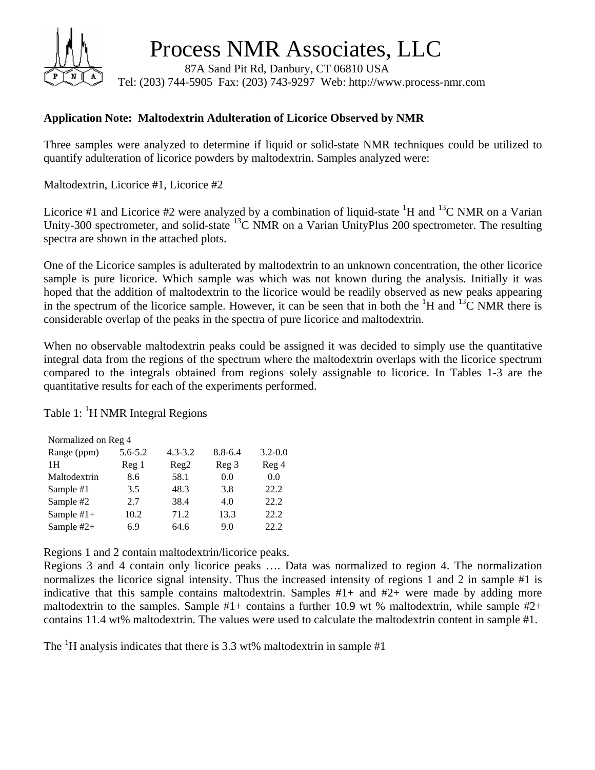# Process NMR Associates, LLC

87A Sand Pit Rd, Danbury, CT 06810 USA
Tel: (203) 744-5905 Fax: (203) 743-9297 Web: http://www.process-nmr.com

**Application Note: Maltodextrin Adulteration of Licorice Observed by NMR**

Three samples were analyzed to determine if liquid or solid-state NMR techniques could be utilized to quantify adulteration of licorice powders by maltodextrin. Samples analyzed were:

Maltodextrin, Licorice #1, Licorice #2

Licorice #1 and Licorice #2 were analyzed by a combination of liquid-state $^{1}H$ and $^{13}C$ NMR on a Varian Unity-300 spectrometer, and solid-state $^{13}C$ NMR on a Varian UnityPlus 200 spectrometer. The resulting spectra are shown in the attached plots.

One of the Licorice samples is adulterated by maltodextrin to an unknown concentration, the other licorice sample is pure licorice. Which sample was which was not known during the analysis. Initially it was hoped that the addition of maltodextrin to the licorice would be readily observed as new peaks appearing in the spectrum of the licorice sample. However, it can be seen that in both the $^{1}H$ and $^{13}C$ NMR there is considerable overlap of the peaks in the spectra of pure licorice and maltodextrin.

When no observable maltodextrin peaks could be assigned it was decided to simply use the quantitative integral data from the regions of the spectrum where the maltodextrin overlaps with the licorice spectrum compared to the integrals obtained from regions solely assignable to licorice. In Tables 1-3 are the quantitative results for each of the experiments performed.

Table 1: $^{1}H$ NMR Integral Regions

| Normalized on Reg 4 | | | | |
|---|---|---|---|---|
| Range (ppm) | 5.6-5.2 | 4.3-3.2 | 8.8-6.4 | 3.2-0.0 |
| 1H | Reg 1 | Reg2 | Reg 3 | Reg 4 |
| Maltodextrin | 8.6 | 58.1 | 0.0 | 0.0 |
| Sample #1 | 3.5 | 48.3 | 3.8 | 22.2 |
| Sample #2 | 2.7 | 38.4 | 4.0 | 22.2 |
| Sample #1+ | 10.2 | 71.2 | 13.3 | 22.2 |
| Sample #2+ | 6.9 | 64.6 | 9.0 | 22.2 |

Regions 1 and 2 contain maltodextrin/licorice peaks.
Regions 3 and 4 contain only licorice peaks …. Data was normalized to region 4. The normalization normalizes the licorice signal intensity. Thus the increased intensity of regions 1 and 2 in sample #1 is indicative that this sample contains maltodextrin. Samples #1+ and #2+ were made by adding more maltodextrin to the samples. Sample #1+ contains a further 10.9 wt % maltodextrin, while sample #2+ contains 11.4 wt% maltodextrin. The values were used to calculate the maltodextrin content in sample #1.

The $^{1}H$ analysis indicates that there is 3.3 wt% maltodextrin in sample #1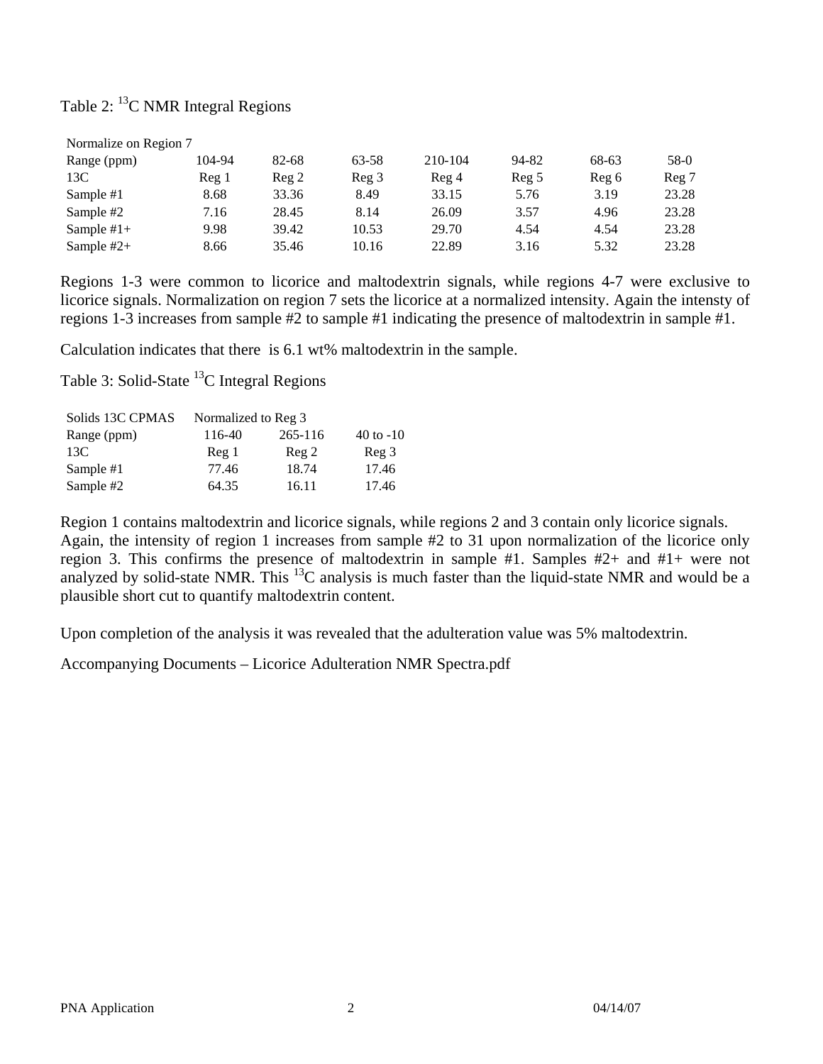Table 2: $^{13}$C NMR Integral Regions

| Normalize on Region 7 | | | | | | | |
|---|---|---|---|---|---|---|---|
| Range (ppm) | 104-94 | 82-68 | 63-58 | 210-104 | 94-82 | 68-63 | 58-0 |
| 13C | Reg 1 | Reg 2 | Reg 3 | Reg 4 | Reg 5 | Reg 6 | Reg 7 |
| Sample #1 | 8.68 | 33.36 | 8.49 | 33.15 | 5.76 | 3.19 | 23.28 |
| Sample #2 | 7.16 | 28.45 | 8.14 | 26.09 | 3.57 | 4.96 | 23.28 |
| Sample #1+ | 9.98 | 39.42 | 10.53 | 29.70 | 4.54 | 4.54 | 23.28 |
| Sample #2+ | 8.66 | 35.46 | 10.16 | 22.89 | 3.16 | 5.32 | 23.28 |

Regions 1-3 were common to licorice and maltodextrin signals, while regions 4-7 were exclusive to licorice signals. Normalization on region 7 sets the licorice at a normalized intensity. Again the intensty of regions 1-3 increases from sample #2 to sample #1 indicating the presence of maltodextrin in sample #1.

Calculation indicates that there is 6.1 wt% maltodextrin in the sample.

Table 3: Solid-State $^{13}$C Integral Regions

| Solids 13C CPMAS | Normalized to Reg 3 | | |
|---|---|---|---|
| Range (ppm) | 116-40 | 265-116 | 40 to -10 |
| 13C | Reg 1 | Reg 2 | Reg 3 |
| Sample #1 | 77.46 | 18.74 | 17.46 |
| Sample #2 | 64.35 | 16.11 | 17.46 |

Region 1 contains maltodextrin and licorice signals, while regions 2 and 3 contain only licorice signals. Again, the intensity of region 1 increases from sample #2 to 31 upon normalization of the licorice only region 3. This confirms the presence of maltodextrin in sample #1. Samples #2+ and #1+ were not analyzed by solid-state NMR. This $^{13}$C analysis is much faster than the liquid-state NMR and would be a plausible short cut to quantify maltodextrin content.

Upon completion of the analysis it was revealed that the adulteration value was 5% maltodextrin.

Accompanying Documents – Licorice Adulteration NMR Spectra.pdf